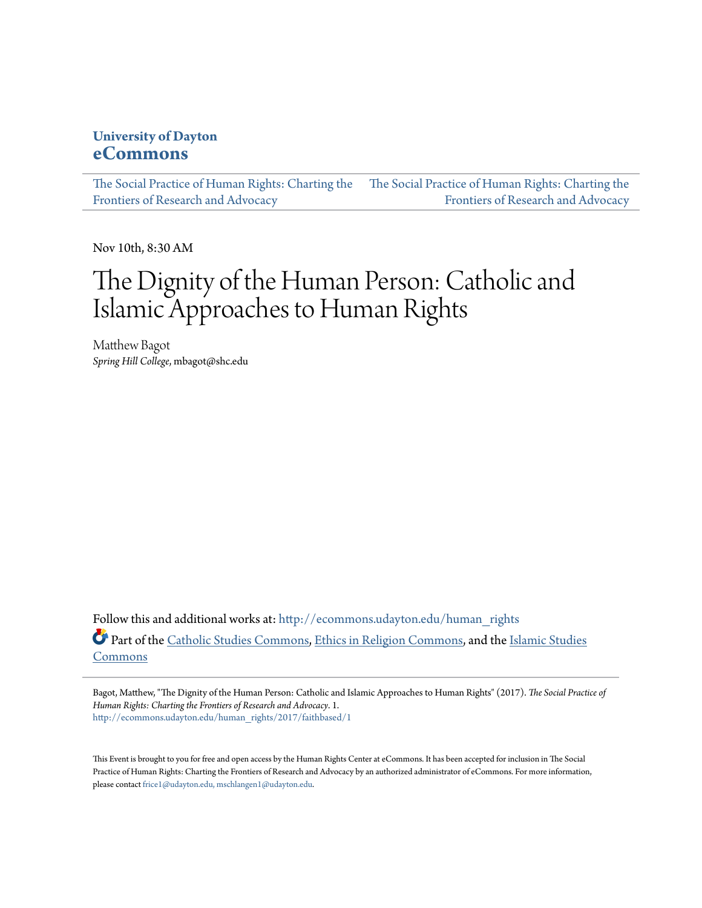**University of Dayton**
**eCommons**

The Social Practice of Human Rights: Charting the Frontiers of Research and Advocacy | The Social Practice of Human Rights: Charting the Frontiers of Research and Advocacy

Nov 10th, 8:30 AM

# The Dignity of the Human Person: Catholic and Islamic Approaches to Human Rights

Matthew Bagot
*Spring Hill College*, mbagot@shc.edu

Follow this and additional works at: http://ecommons.udayton.edu/human_rights

Part of the Catholic Studies Commons, Ethics in Religion Commons, and the Islamic Studies Commons

---

Bagot, Matthew, "The Dignity of the Human Person: Catholic and Islamic Approaches to Human Rights" (2017). *The Social Practice of Human Rights: Charting the Frontiers of Research and Advocacy*. 1.
http://ecommons.udayton.edu/human_rights/2017/faithbased/1

This Event is brought to you for free and open access by the Human Rights Center at eCommons. It has been accepted for inclusion in The Social Practice of Human Rights: Charting the Frontiers of Research and Advocacy by an authorized administrator of eCommons. For more information, please contact frice1@udayton.edu, mschlangen1@udayton.edu.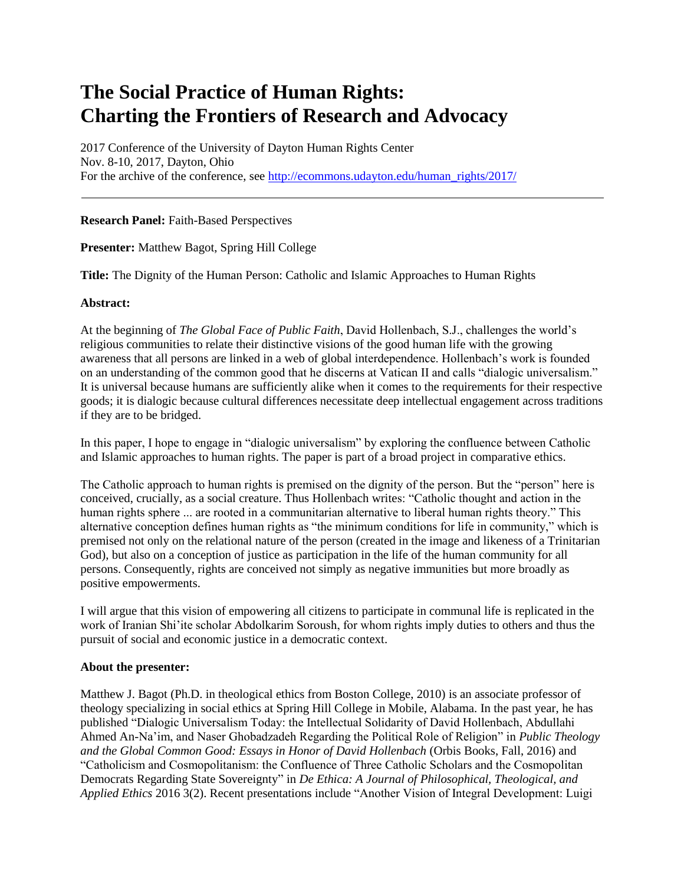# The Social Practice of Human Rights: Charting the Frontiers of Research and Advocacy

2017 Conference of the University of Dayton Human Rights Center
Nov. 8-10, 2017, Dayton, Ohio
For the archive of the conference, see [http://ecommons.udayton.edu/human_rights/2017/](http://ecommons.udayton.edu/human_rights/2017/)

---

**Research Panel:** Faith-Based Perspectives

**Presenter:** Matthew Bagot, Spring Hill College

**Title:** The Dignity of the Human Person: Catholic and Islamic Approaches to Human Rights

**Abstract:**

At the beginning of *The Global Face of Public Faith*, David Hollenbach, S.J., challenges the world's religious communities to relate their distinctive visions of the good human life with the growing awareness that all persons are linked in a web of global interdependence. Hollenbach's work is founded on an understanding of the common good that he discerns at Vatican II and calls "dialogic universalism." It is universal because humans are sufficiently alike when it comes to the requirements for their respective goods; it is dialogic because cultural differences necessitate deep intellectual engagement across traditions if they are to be bridged.

In this paper, I hope to engage in "dialogic universalism" by exploring the confluence between Catholic and Islamic approaches to human rights. The paper is part of a broad project in comparative ethics.

The Catholic approach to human rights is premised on the dignity of the person. But the "person" here is conceived, crucially, as a social creature. Thus Hollenbach writes: "Catholic thought and action in the human rights sphere ... are rooted in a communitarian alternative to liberal human rights theory." This alternative conception defines human rights as "the minimum conditions for life in community," which is premised not only on the relational nature of the person (created in the image and likeness of a Trinitarian God), but also on a conception of justice as participation in the life of the human community for all persons. Consequently, rights are conceived not simply as negative immunities but more broadly as positive empowerments.

I will argue that this vision of empowering all citizens to participate in communal life is replicated in the work of Iranian Shi'ite scholar Abdolkarim Soroush, for whom rights imply duties to others and thus the pursuit of social and economic justice in a democratic context.

**About the presenter:**

Matthew J. Bagot (Ph.D. in theological ethics from Boston College, 2010) is an associate professor of theology specializing in social ethics at Spring Hill College in Mobile, Alabama. In the past year, he has published "Dialogic Universalism Today: the Intellectual Solidarity of David Hollenbach, Abdullahi Ahmed An-Na'im, and Naser Ghobadzadeh Regarding the Political Role of Religion" in *Public Theology and the Global Common Good: Essays in Honor of David Hollenbach* (Orbis Books, Fall, 2016) and "Catholicism and Cosmopolitanism: the Confluence of Three Catholic Scholars and the Cosmopolitan Democrats Regarding State Sovereignty" in *De Ethica: A Journal of Philosophical, Theological, and Applied Ethics* 2016 3(2). Recent presentations include "Another Vision of Integral Development: Luigi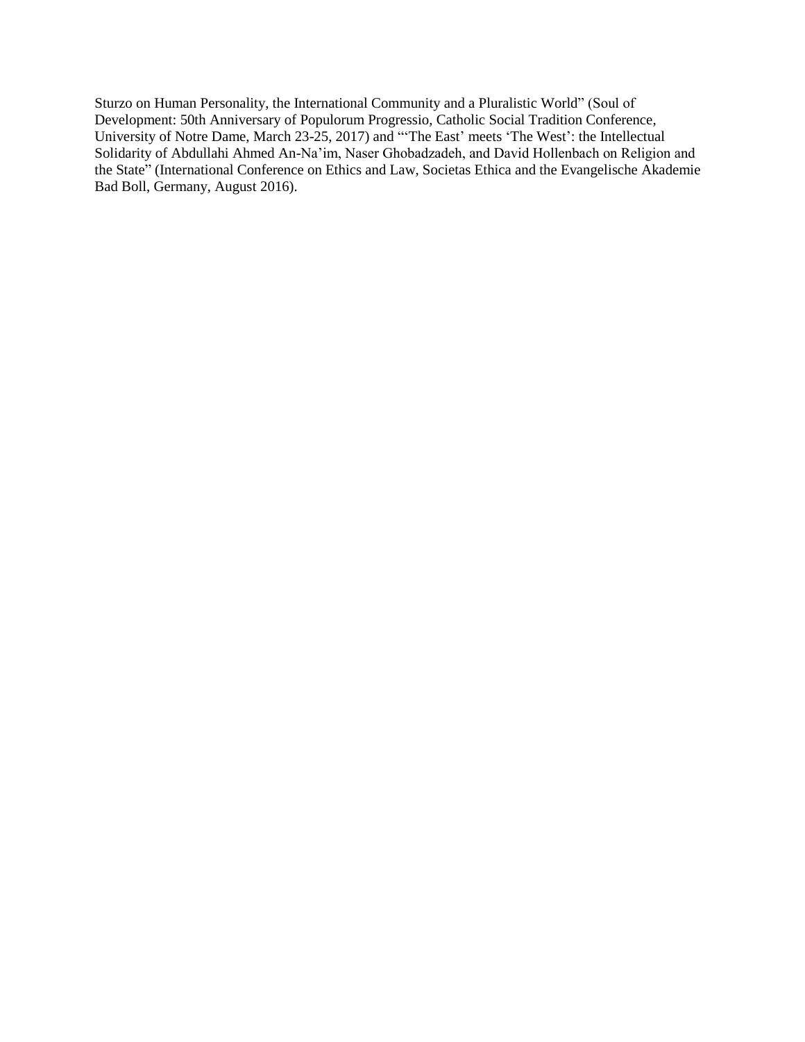Sturzo on Human Personality, the International Community and a Pluralistic World" (Soul of Development: 50th Anniversary of Populorum Progressio, Catholic Social Tradition Conference, University of Notre Dame, March 23-25, 2017) and "'The East' meets 'The West': the Intellectual Solidarity of Abdullahi Ahmed An-Na'im, Naser Ghobadzadeh, and David Hollenbach on Religion and the State" (International Conference on Ethics and Law, Societas Ethica and the Evangelische Akademie Bad Boll, Germany, August 2016).